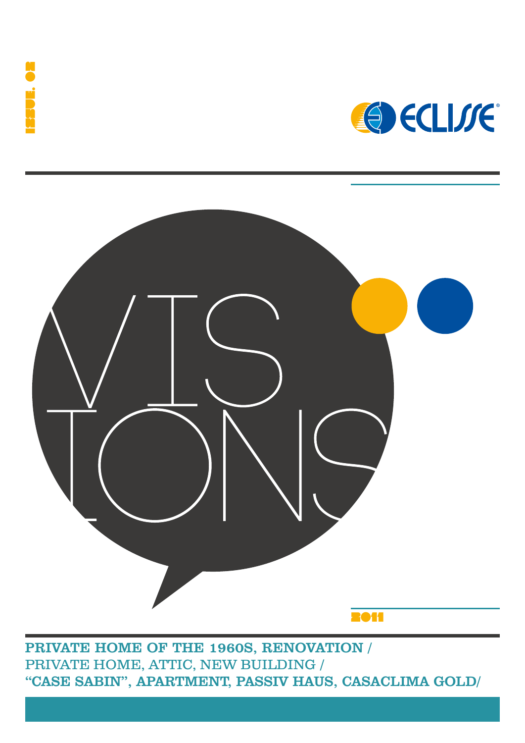ISSUE. 02

ECLISSE

# VISIONS

2011

**PRIVATE HOME OF THE 1960S, RENOVATION /**
PRIVATE HOME, ATTIC, NEW BUILDING /
**"CASE SABIN", APARTMENT, PASSIV HAUS, CASACLIMA GOLD/**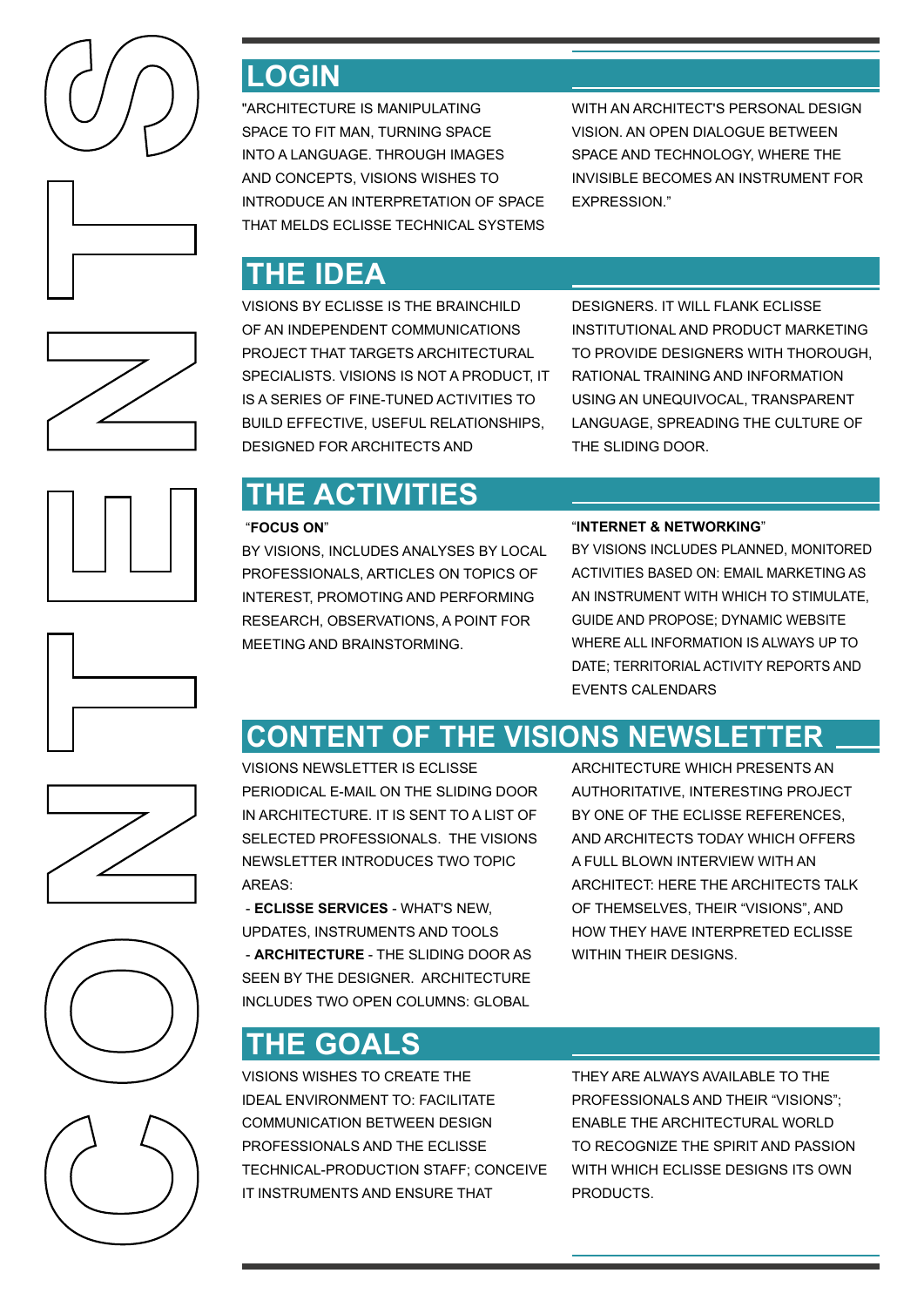# CONTENTS

## LOGIN

"ARCHITECTURE IS MANIPULATING SPACE TO FIT MAN, TURNING SPACE INTO A LANGUAGE. THROUGH IMAGES AND CONCEPTS, VISIONS WISHES TO INTRODUCE AN INTERPRETATION OF SPACE THAT MELDS ECLISSE TECHNICAL SYSTEMS WITH AN ARCHITECT'S PERSONAL DESIGN VISION. AN OPEN DIALOGUE BETWEEN SPACE AND TECHNOLOGY, WHERE THE INVISIBLE BECOMES AN INSTRUMENT FOR EXPRESSION."

## THE IDEA

VISIONS BY ECLISSE IS THE BRAINCHILD OF AN INDEPENDENT COMMUNICATIONS PROJECT THAT TARGETS ARCHITECTURAL SPECIALISTS. VISIONS IS NOT A PRODUCT, IT IS A SERIES OF FINE-TUNED ACTIVITIES TO BUILD EFFECTIVE, USEFUL RELATIONSHIPS, DESIGNED FOR ARCHITECTS AND DESIGNERS. IT WILL FLANK ECLISSE INSTITUTIONAL AND PRODUCT MARKETING TO PROVIDE DESIGNERS WITH THOROUGH, RATIONAL TRAINING AND INFORMATION USING AN UNEQUIVOCAL, TRANSPARENT LANGUAGE, SPREADING THE CULTURE OF THE SLIDING DOOR.

## THE ACTIVITIES

"**FOCUS ON**"
BY VISIONS, INCLUDES ANALYSES BY LOCAL PROFESSIONALS, ARTICLES ON TOPICS OF INTEREST, PROMOTING AND PERFORMING RESEARCH, OBSERVATIONS, A POINT FOR MEETING AND BRAINSTORMING.

"**INTERNET & NETWORKING**"
BY VISIONS INCLUDES PLANNED, MONITORED ACTIVITIES BASED ON: EMAIL MARKETING AS AN INSTRUMENT WITH WHICH TO STIMULATE, GUIDE AND PROPOSE; DYNAMIC WEBSITE WHERE ALL INFORMATION IS ALWAYS UP TO DATE; TERRITORIAL ACTIVITY REPORTS AND EVENTS CALENDARS

## CONTENT OF THE VISIONS NEWSLETTER

VISIONS NEWSLETTER IS ECLISSE PERIODICAL E-MAIL ON THE SLIDING DOOR IN ARCHITECTURE. IT IS SENT TO A LIST OF SELECTED PROFESSIONALS. THE VISIONS NEWSLETTER INTRODUCES TWO TOPIC AREAS:

- **ECLISSE SERVICES** - WHAT'S NEW, UPDATES, INSTRUMENTS AND TOOLS
- **ARCHITECTURE** - THE SLIDING DOOR AS SEEN BY THE DESIGNER. ARCHITECTURE INCLUDES TWO OPEN COLUMNS: GLOBAL ARCHITECTURE WHICH PRESENTS AN AUTHORITATIVE, INTERESTING PROJECT BY ONE OF THE ECLISSE REFERENCES, AND ARCHITECTS TODAY WHICH OFFERS A FULL BLOWN INTERVIEW WITH AN ARCHITECT: HERE THE ARCHITECTS TALK OF THEMSELVES, THEIR "VISIONS", AND HOW THEY HAVE INTERPRETED ECLISSE WITHIN THEIR DESIGNS.

## THE GOALS

VISIONS WISHES TO CREATE THE IDEAL ENVIRONMENT TO: FACILITATE COMMUNICATION BETWEEN DESIGN PROFESSIONALS AND THE ECLISSE TECHNICAL-PRODUCTION STAFF; CONCEIVE IT INSTRUMENTS AND ENSURE THAT THEY ARE ALWAYS AVAILABLE TO THE PROFESSIONALS AND THEIR "VISIONS"; ENABLE THE ARCHITECTURAL WORLD TO RECOGNIZE THE SPIRIT AND PASSION WITH WHICH ECLISSE DESIGNS ITS OWN PRODUCTS.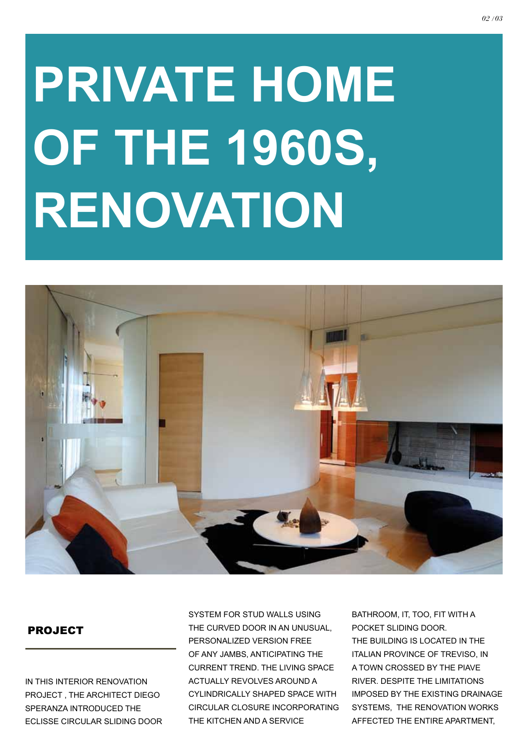# PRIVATE HOME OF THE 1960S, RENOVATION

## PROJECT

IN THIS INTERIOR RENOVATION PROJECT , THE ARCHITECT DIEGO SPERANZA INTRODUCED THE ECLISSE CIRCULAR SLIDING DOOR SYSTEM FOR STUD WALLS USING THE CURVED DOOR IN AN UNUSUAL, PERSONALIZED VERSION FREE OF ANY JAMBS, ANTICIPATING THE CURRENT TREND. THE LIVING SPACE ACTUALLY REVOLVES AROUND A CYLINDRICALLY SHAPED SPACE WITH CIRCULAR CLOSURE INCORPORATING THE KITCHEN AND A SERVICE BATHROOM, IT, TOO, FIT WITH A POCKET SLIDING DOOR.
THE BUILDING IS LOCATED IN THE ITALIAN PROVINCE OF TREVISO, IN A TOWN CROSSED BY THE PIAVE RIVER. DESPITE THE LIMITATIONS IMPOSED BY THE EXISTING DRAINAGE SYSTEMS, THE RENOVATION WORKS AFFECTED THE ENTIRE APARTMENT,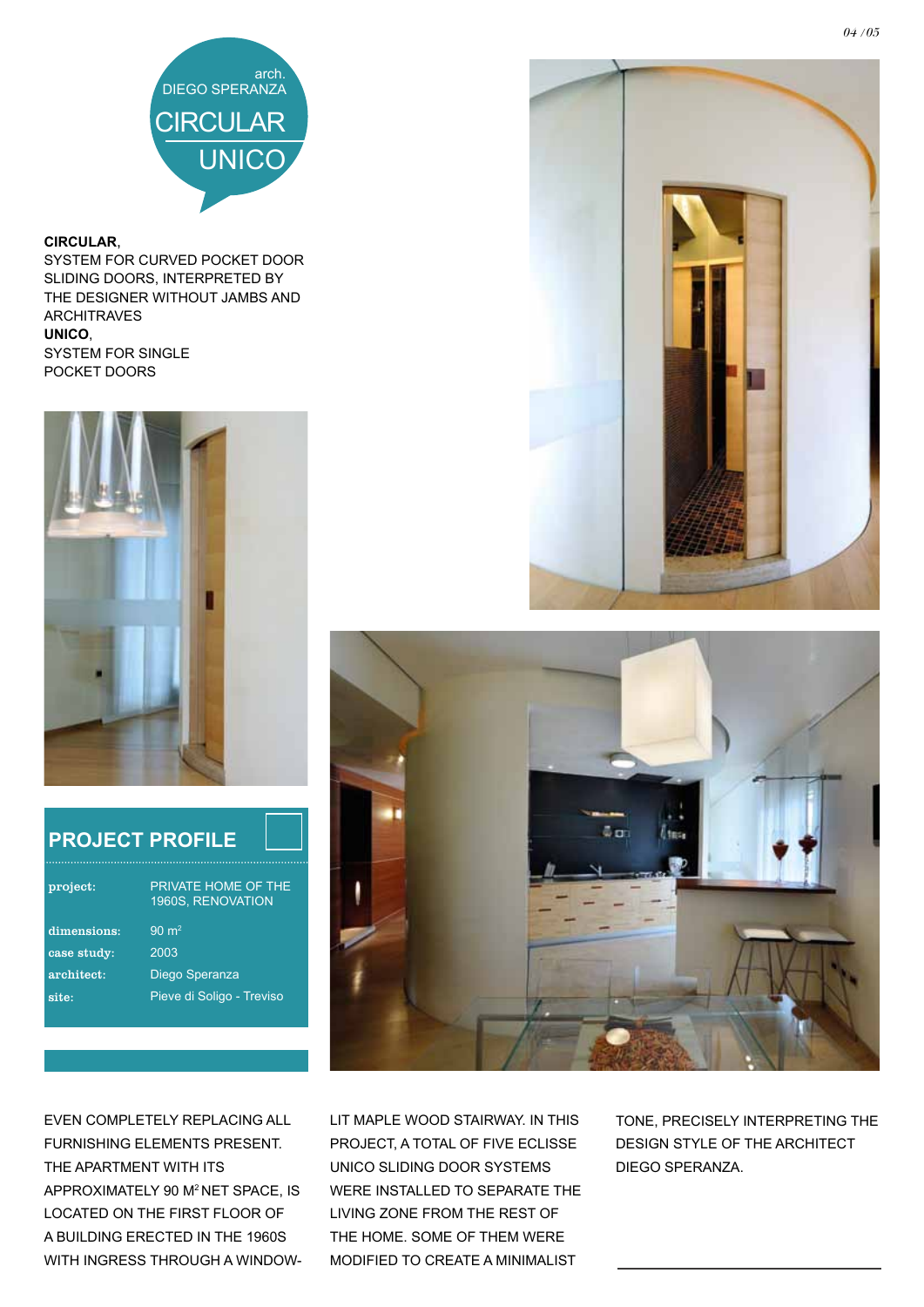arch.
DIEGO SPERANZA

# CIRCULAR
# UNICO

**CIRCULAR**,
SYSTEM FOR CURVED POCKET DOOR SLIDING DOORS, INTERPRETED BY THE DESIGNER WITHOUT JAMBS AND ARCHITRAVES
**UNICO**,
SYSTEM FOR SINGLE POCKET DOORS

## PROJECT PROFILE

| | |
|---|---|
| **project:** | PRIVATE HOME OF THE 1960S, RENOVATION |
| **dimensions:** | 90 m$^2$ |
| **case study:** | 2003 |
| **architect:** | Diego Speranza |
| **site:** | Pieve di Soligo - Treviso |

EVEN COMPLETELY REPLACING ALL FURNISHING ELEMENTS PRESENT. THE APARTMENT WITH ITS APPROXIMATELY 90 M$^2$ NET SPACE, IS LOCATED ON THE FIRST FLOOR OF A BUILDING ERECTED IN THE 1960S WITH INGRESS THROUGH A WINDOW-LIT MAPLE WOOD STAIRWAY. IN THIS PROJECT, A TOTAL OF FIVE ECLISSE UNICO SLIDING DOOR SYSTEMS WERE INSTALLED TO SEPARATE THE LIVING ZONE FROM THE REST OF THE HOME. SOME OF THEM WERE MODIFIED TO CREATE A MINIMALIST TONE, PRECISELY INTERPRETING THE DESIGN STYLE OF THE ARCHITECT DIEGO SPERANZA.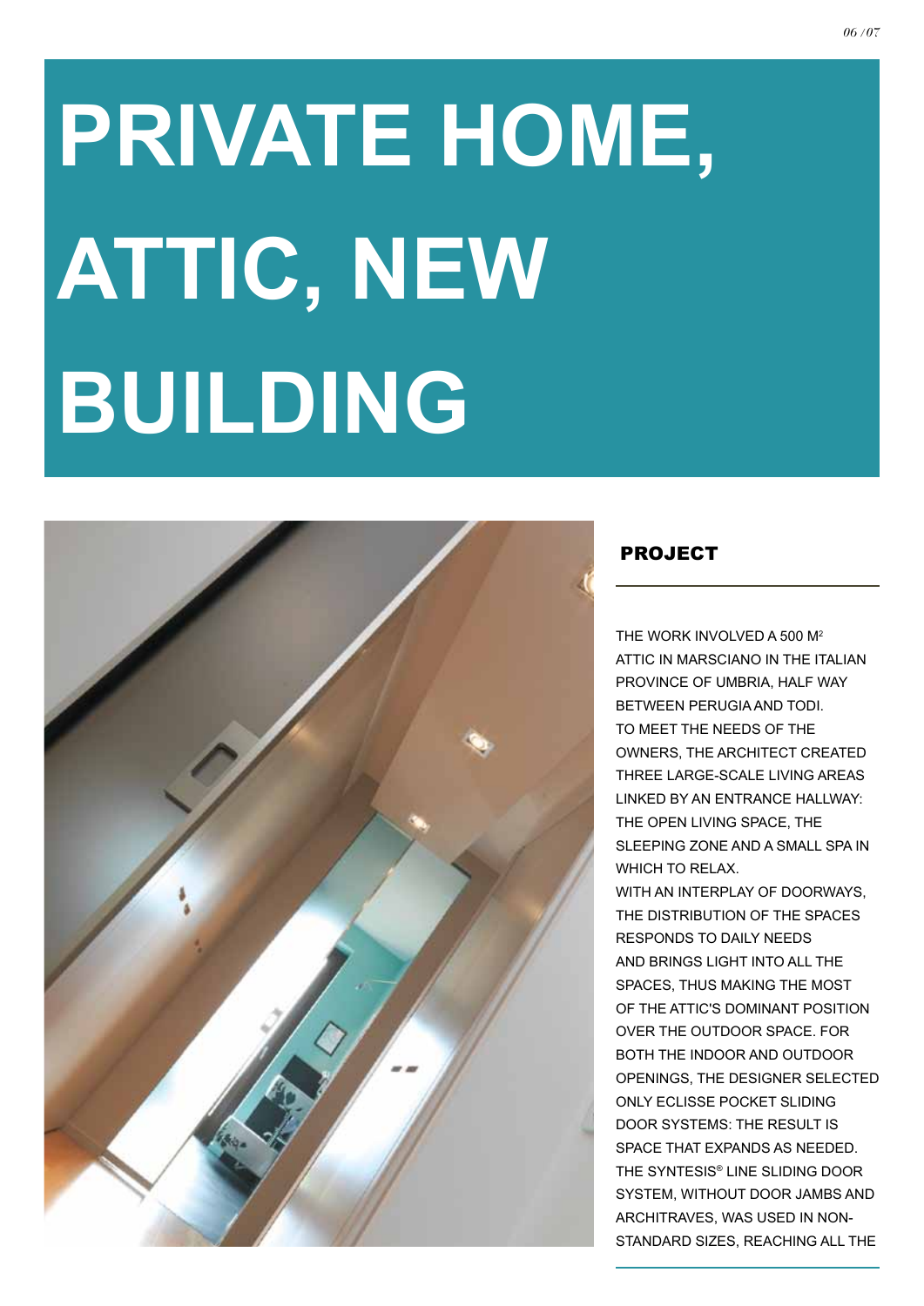# PRIVATE HOME, ATTIC, NEW BUILDING

## PROJECT

THE WORK INVOLVED A 500 $M^2$ ATTIC IN MARSCIANO IN THE ITALIAN PROVINCE OF UMBRIA, HALF WAY BETWEEN PERUGIA AND TODI.
TO MEET THE NEEDS OF THE OWNERS, THE ARCHITECT CREATED THREE LARGE-SCALE LIVING AREAS LINKED BY AN ENTRANCE HALLWAY: THE OPEN LIVING SPACE, THE SLEEPING ZONE AND A SMALL SPA IN WHICH TO RELAX.
WITH AN INTERPLAY OF DOORWAYS, THE DISTRIBUTION OF THE SPACES RESPONDS TO DAILY NEEDS AND BRINGS LIGHT INTO ALL THE SPACES, THUS MAKING THE MOST OF THE ATTIC'S DOMINANT POSITION OVER THE OUTDOOR SPACE. FOR BOTH THE INDOOR AND OUTDOOR OPENINGS, THE DESIGNER SELECTED ONLY ECLISSE POCKET SLIDING DOOR SYSTEMS: THE RESULT IS SPACE THAT EXPANDS AS NEEDED. THE SYNTESIS® LINE SLIDING DOOR SYSTEM, WITHOUT DOOR JAMBS AND ARCHITRAVES, WAS USED IN NON-STANDARD SIZES, REACHING ALL THE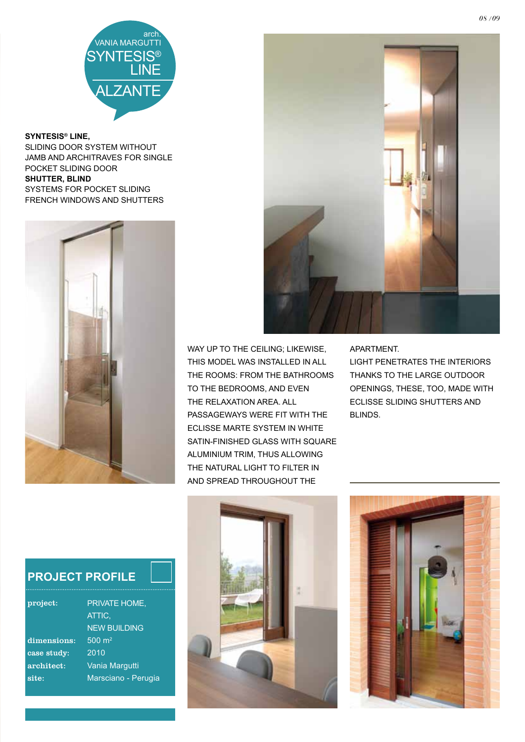arch. VANIA MARGUTTI

SYNTESIS® LINE

ALZANTE

**SYNTESIS® LINE,**
SLIDING DOOR SYSTEM WITHOUT JAMB AND ARCHITRAVES FOR SINGLE POCKET SLIDING DOOR
**SHUTTER, BLIND**
SYSTEMS FOR POCKET SLIDING FRENCH WINDOWS AND SHUTTERS

WAY UP TO THE CEILING; LIKEWISE, THIS MODEL WAS INSTALLED IN ALL THE ROOMS: FROM THE BATHROOMS TO THE BEDROOMS, AND EVEN THE RELAXATION AREA. ALL PASSAGEWAYS WERE FIT WITH THE ECLISSE MARTE SYSTEM IN WHITE SATIN-FINISHED GLASS WITH SQUARE ALUMINIUM TRIM, THUS ALLOWING THE NATURAL LIGHT TO FILTER IN AND SPREAD THROUGHOUT THE APARTMENT.
LIGHT PENETRATES THE INTERIORS THANKS TO THE LARGE OUTDOOR OPENINGS, THESE, TOO, MADE WITH ECLISSE SLIDING SHUTTERS AND BLINDS.

## PROJECT PROFILE

| | |
|---|---|
| project: | PRIVATE HOME, ATTIC, NEW BUILDING |
| dimensions: | 500 m² |
| case study: | 2010 |
| architect: | Vania Margutti |
| site: | Marsciano - Perugia |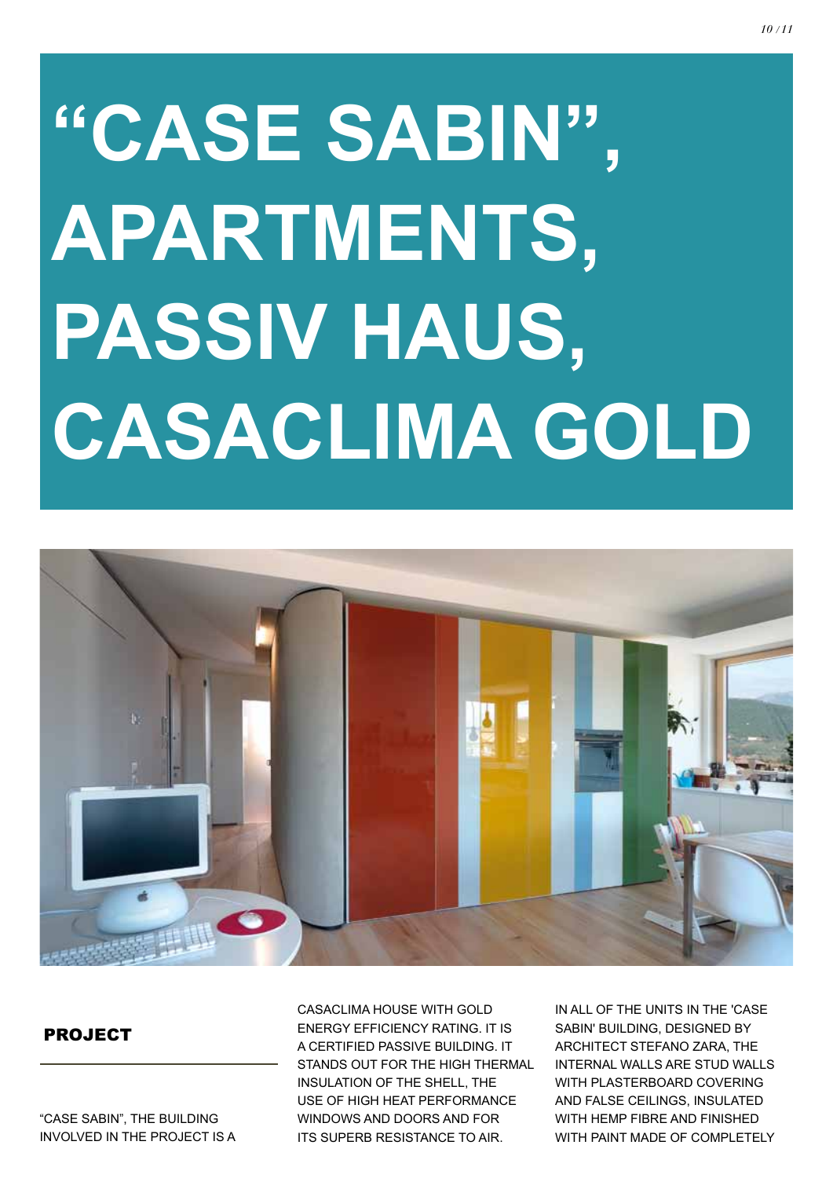# “CASE SABIN”, APARTMENTS, PASSIV HAUS, CASACLIMA GOLD

## PROJECT

“CASE SABIN”, THE BUILDING INVOLVED IN THE PROJECT IS A CASACLIMA HOUSE WITH GOLD ENERGY EFFICIENCY RATING. IT IS A CERTIFIED PASSIVE BUILDING. IT STANDS OUT FOR THE HIGH THERMAL INSULATION OF THE SHELL, THE USE OF HIGH HEAT PERFORMANCE WINDOWS AND DOORS AND FOR ITS SUPERB RESISTANCE TO AIR.

IN ALL OF THE UNITS IN THE 'CASE SABIN' BUILDING, DESIGNED BY ARCHITECT STEFANO ZARA, THE INTERNAL WALLS ARE STUD WALLS WITH PLASTERBOARD COVERING AND FALSE CEILINGS, INSULATED WITH HEMP FIBRE AND FINISHED WITH PAINT MADE OF COMPLETELY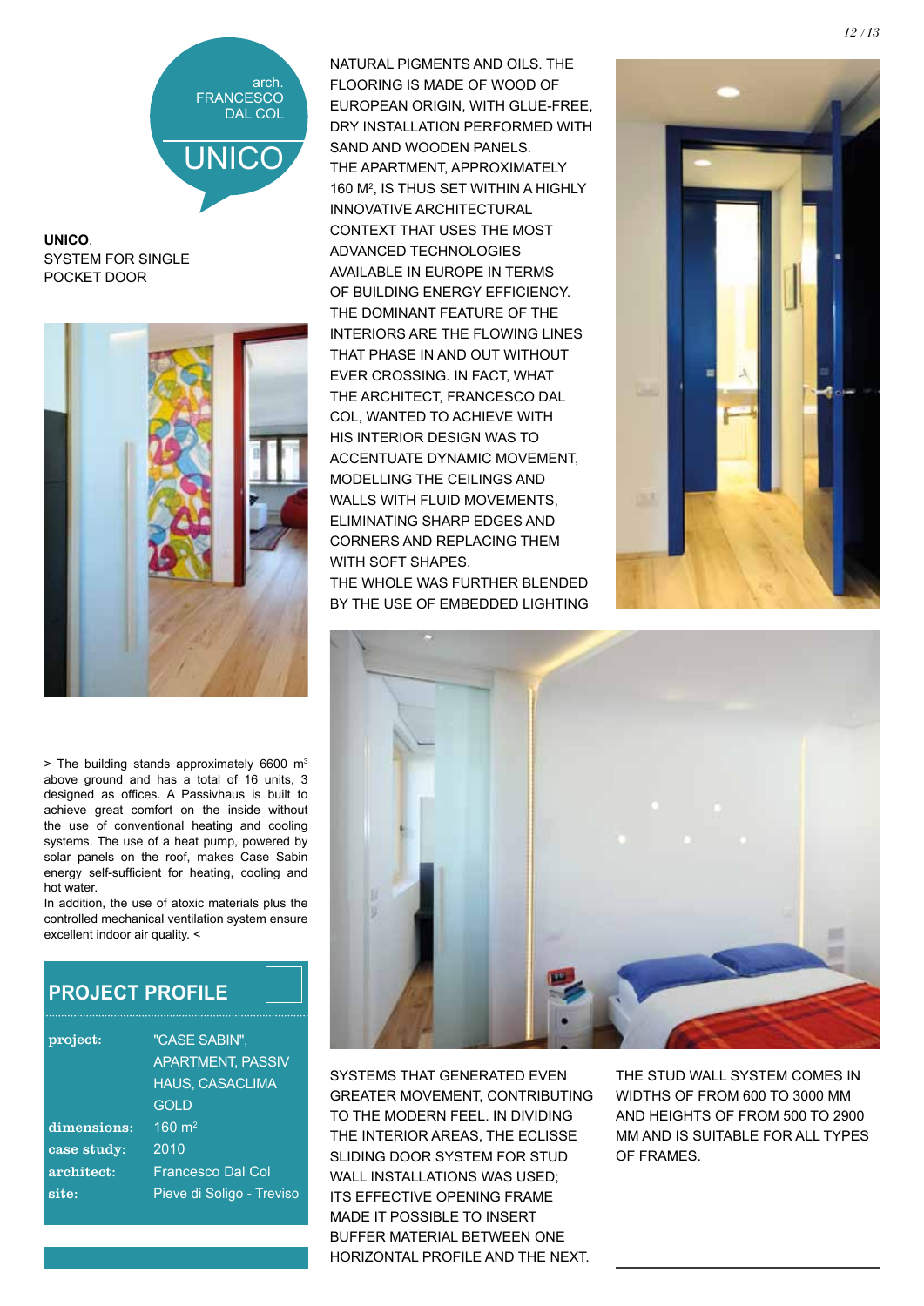arch. FRANCESCO DAL COL

# UNICO

**UNICO**, SYSTEM FOR SINGLE POCKET DOOR

> The building stands approximately 6600 m$^3$ above ground and has a total of 16 units, 3 designed as offices. A Passivhaus is built to achieve great comfort on the inside without the use of conventional heating and cooling systems. The use of a heat pump, powered by solar panels on the roof, makes Case Sabin energy self-sufficient for heating, cooling and hot water.
In addition, the use of atoxic materials plus the controlled mechanical ventilation system ensure excellent indoor air quality. <

## PROJECT PROFILE

| | |
|---|---|
| **project:** | "CASE SABIN", APARTMENT, PASSIV HAUS, CASACLIMA GOLD |
| **dimensions:** | 160 m$^2$ |
| **case study:** | 2010 |
| **architect:** | Francesco Dal Col |
| **site:** | Pieve di Soligo - Treviso |

NATURAL PIGMENTS AND OILS. THE FLOORING IS MADE OF WOOD OF EUROPEAN ORIGIN, WITH GLUE-FREE, DRY INSTALLATION PERFORMED WITH SAND AND WOODEN PANELS.
THE APARTMENT, APPROXIMATELY 160 M$^2$, IS THUS SET WITHIN A HIGHLY INNOVATIVE ARCHITECTURAL CONTEXT THAT USES THE MOST ADVANCED TECHNOLOGIES AVAILABLE IN EUROPE IN TERMS OF BUILDING ENERGY EFFICIENCY.
THE DOMINANT FEATURE OF THE INTERIORS ARE THE FLOWING LINES THAT PHASE IN AND OUT WITHOUT EVER CROSSING. IN FACT, WHAT THE ARCHITECT, FRANCESCO DAL COL, WANTED TO ACHIEVE WITH HIS INTERIOR DESIGN WAS TO ACCENTUATE DYNAMIC MOVEMENT, MODELLING THE CEILINGS AND WALLS WITH FLUID MOVEMENTS, ELIMINATING SHARP EDGES AND CORNERS AND REPLACING THEM WITH SOFT SHAPES.
THE WHOLE WAS FURTHER BLENDED BY THE USE OF EMBEDDED LIGHTING SYSTEMS THAT GENERATED EVEN GREATER MOVEMENT, CONTRIBUTING TO THE MODERN FEEL. IN DIVIDING THE INTERIOR AREAS, THE ECLISSE SLIDING DOOR SYSTEM FOR STUD WALL INSTALLATIONS WAS USED; ITS EFFECTIVE OPENING FRAME MADE IT POSSIBLE TO INSERT BUFFER MATERIAL BETWEEN ONE HORIZONTAL PROFILE AND THE NEXT.

THE STUD WALL SYSTEM COMES IN WIDTHS OF FROM 600 TO 3000 MM AND HEIGHTS OF FROM 500 TO 2900 MM AND IS SUITABLE FOR ALL TYPES OF FRAMES.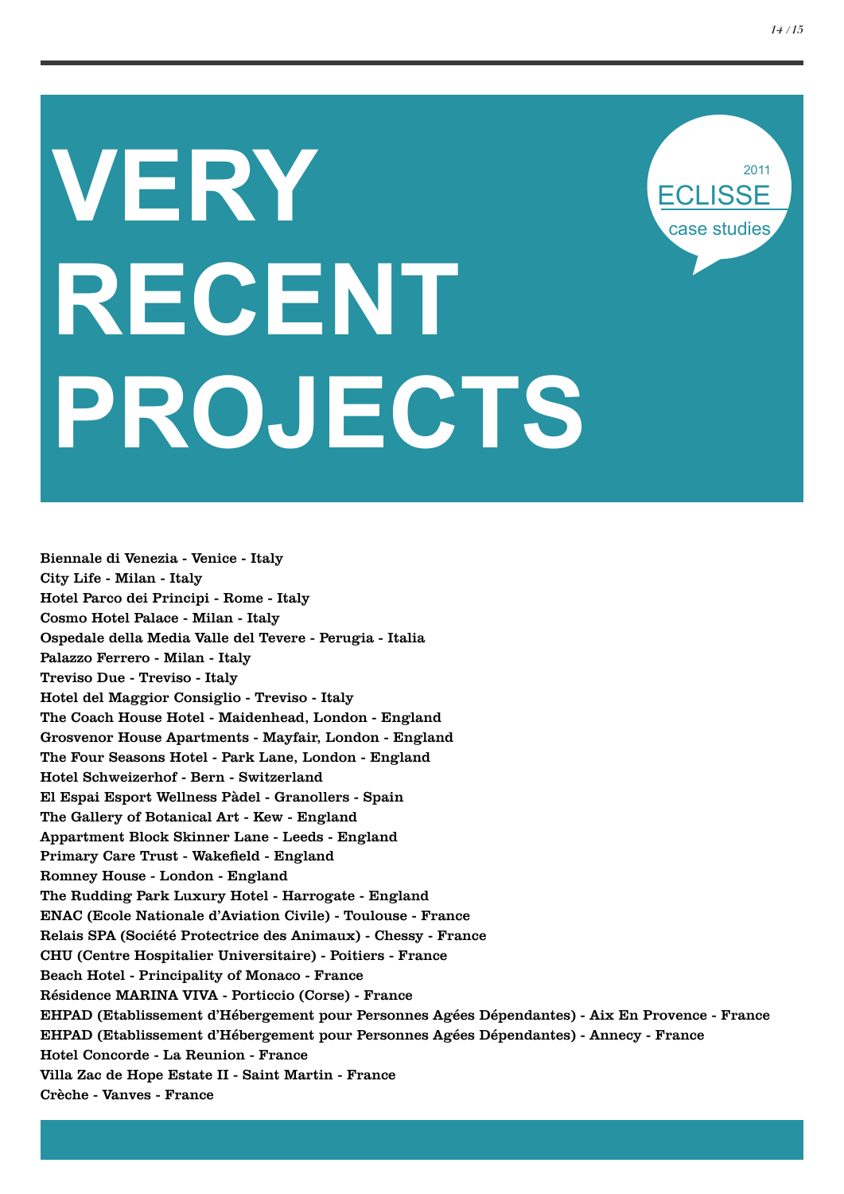# VERY RECENT PROJECTS

2011
ECLISSE
case studies

**Biennale di Venezia - Venice - Italy**
**City Life - Milan - Italy**
**Hotel Parco dei Principi - Rome - Italy**
**Cosmo Hotel Palace - Milan - Italy**
**Ospedale della Media Valle del Tevere - Perugia - Italia**
**Palazzo Ferrero - Milan - Italy**
**Treviso Due - Treviso - Italy**
**Hotel del Maggior Consiglio - Treviso - Italy**
**The Coach House Hotel - Maidenhead, London - England**
**Grosvenor House Apartments - Mayfair, London - England**
**The Four Seasons Hotel - Park Lane, London - England**
**Hotel Schweizerhof - Bern - Switzerland**
**El Espai Esport Wellness Pàdel - Granollers - Spain**
**The Gallery of Botanical Art - Kew - England**
**Appartment Block Skinner Lane - Leeds - England**
**Primary Care Trust - Wakefield - England**
**Romney House - London - England**
**The Rudding Park Luxury Hotel - Harrogate - England**
**ENAC (Ecole Nationale d'Aviation Civile) - Toulouse - France**
**Relais SPA (Société Protectrice des Animaux) - Chessy - France**
**CHU (Centre Hospitalier Universitaire) - Poitiers - France**
**Beach Hotel - Principality of Monaco - France**
**Résidence MARINA VIVA - Porticcio (Corse) - France**
**EHPAD (Etablissement d'Hébergement pour Personnes Agées Dépendantes) - Aix En Provence - France**
**EHPAD (Etablissement d'Hébergement pour Personnes Agées Dépendantes) - Annecy - France**
**Hotel Concorde - La Reunion - France**
**Villa Zac de Hope Estate II - Saint Martin - France**
**Crèche - Vanves - France**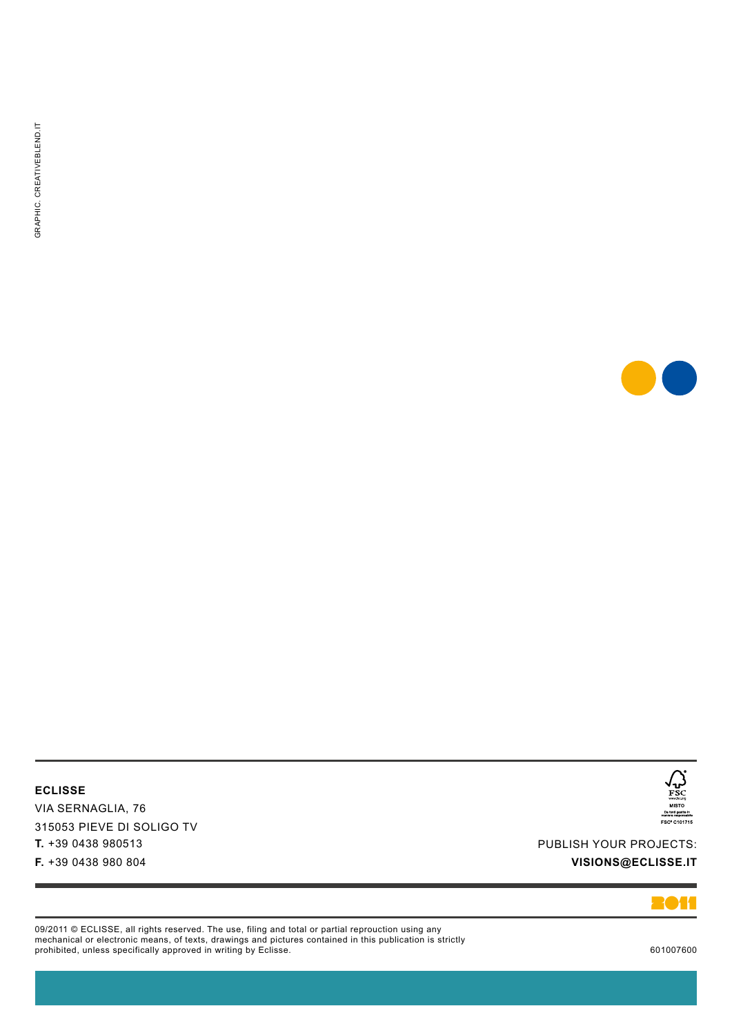GRAPHIC. CREATIVEBLEND.IT

**ECLISSE**

VIA SERNAGLIA, 76

315053 PIEVE DI SOLIGO TV

**T.** +39 0438 980513

**F.** +39 0438 980 804

FSC
www.fsc.org
MISTO
Da fonti gestite in maniera responsabile
FSC® C101715

PUBLISH YOUR PROJECTS:

**VISIONS@ECLISSE.IT**

2011

09/2011 © ECLISSE, all rights reserved. The use, filing and total or partial reprouction using any mechanical or electronic means, of texts, drawings and pictures contained in this publication is strictly prohibited, unless specifically approved in writing by Eclisse.

601007600